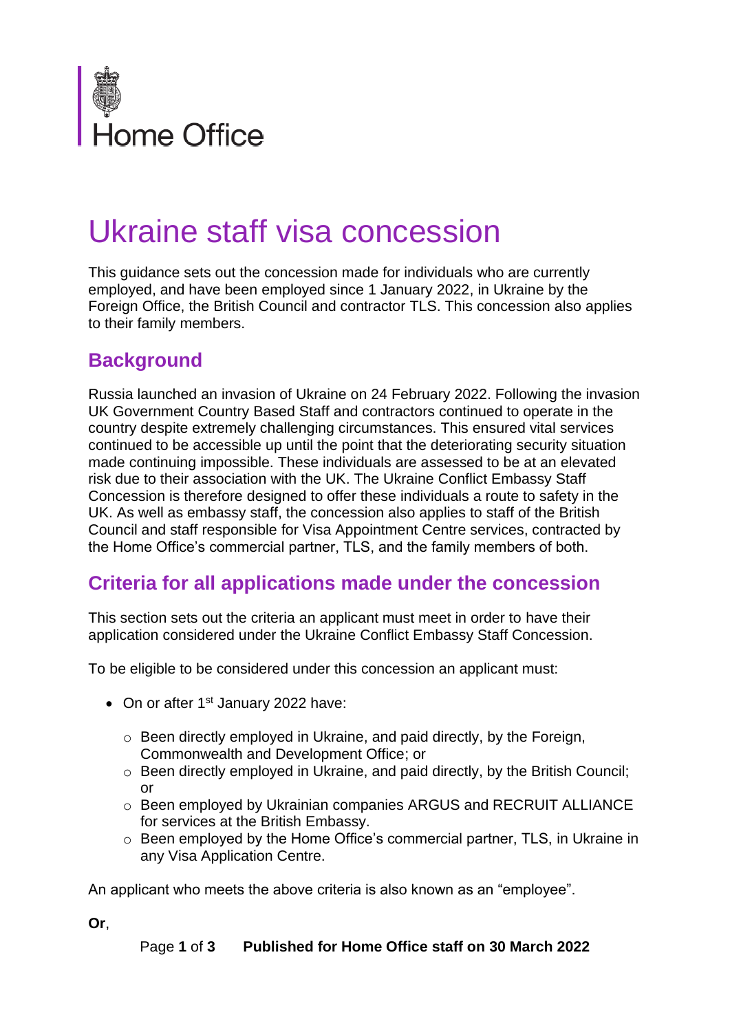Home Office

# Ukraine staff visa concession

This guidance sets out the concession made for individuals who are currently employed, and have been employed since 1 January 2022, in Ukraine by the Foreign Office, the British Council and contractor TLS. This concession also applies to their family members.

## Background

Russia launched an invasion of Ukraine on 24 February 2022. Following the invasion UK Government Country Based Staff and contractors continued to operate in the country despite extremely challenging circumstances. This ensured vital services continued to be accessible up until the point that the deteriorating security situation made continuing impossible. These individuals are assessed to be at an elevated risk due to their association with the UK. The Ukraine Conflict Embassy Staff Concession is therefore designed to offer these individuals a route to safety in the UK. As well as embassy staff, the concession also applies to staff of the British Council and staff responsible for Visa Appointment Centre services, contracted by the Home Office's commercial partner, TLS, and the family members of both.

## Criteria for all applications made under the concession

This section sets out the criteria an applicant must meet in order to have their application considered under the Ukraine Conflict Embassy Staff Concession.

To be eligible to be considered under this concession an applicant must:

- On or after 1st January 2022 have:
  - Been directly employed in Ukraine, and paid directly, by the Foreign, Commonwealth and Development Office; or
  - Been directly employed in Ukraine, and paid directly, by the British Council; or
  - Been employed by Ukrainian companies ARGUS and RECRUIT ALLIANCE for services at the British Embassy.
  - Been employed by the Home Office's commercial partner, TLS, in Ukraine in any Visa Application Centre.

An applicant who meets the above criteria is also known as an "employee".

**Or**,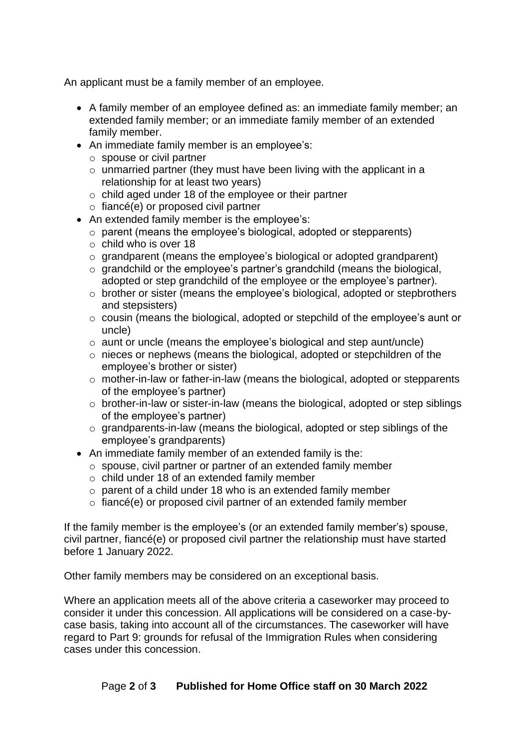An applicant must be a family member of an employee.

- A family member of an employee defined as: an immediate family member; an extended family member; or an immediate family member of an extended family member.
- An immediate family member is an employee's:
  - spouse or civil partner
  - unmarried partner (they must have been living with the applicant in a relationship for at least two years)
  - child aged under 18 of the employee or their partner
  - fiancé(e) or proposed civil partner
- An extended family member is the employee's:
  - parent (means the employee's biological, adopted or stepparents)
  - child who is over 18
  - grandparent (means the employee's biological or adopted grandparent)
  - grandchild or the employee's partner's grandchild (means the biological, adopted or step grandchild of the employee or the employee's partner).
  - brother or sister (means the employee's biological, adopted or stepbrothers and stepsisters)
  - cousin (means the biological, adopted or stepchild of the employee's aunt or uncle)
  - aunt or uncle (means the employee's biological and step aunt/uncle)
  - nieces or nephews (means the biological, adopted or stepchildren of the employee's brother or sister)
  - mother-in-law or father-in-law (means the biological, adopted or stepparents of the employee's partner)
  - brother-in-law or sister-in-law (means the biological, adopted or step siblings of the employee's partner)
  - grandparents-in-law (means the biological, adopted or step siblings of the employee's grandparents)
- An immediate family member of an extended family is the:
  - spouse, civil partner or partner of an extended family member
  - child under 18 of an extended family member
  - parent of a child under 18 who is an extended family member
  - fiancé(e) or proposed civil partner of an extended family member

If the family member is the employee's (or an extended family member's) spouse, civil partner, fiancé(e) or proposed civil partner the relationship must have started before 1 January 2022.

Other family members may be considered on an exceptional basis.

Where an application meets all of the above criteria a caseworker may proceed to consider it under this concession. All applications will be considered on a case-by-case basis, taking into account all of the circumstances. The caseworker will have regard to Part 9: grounds for refusal of the Immigration Rules when considering cases under this concession.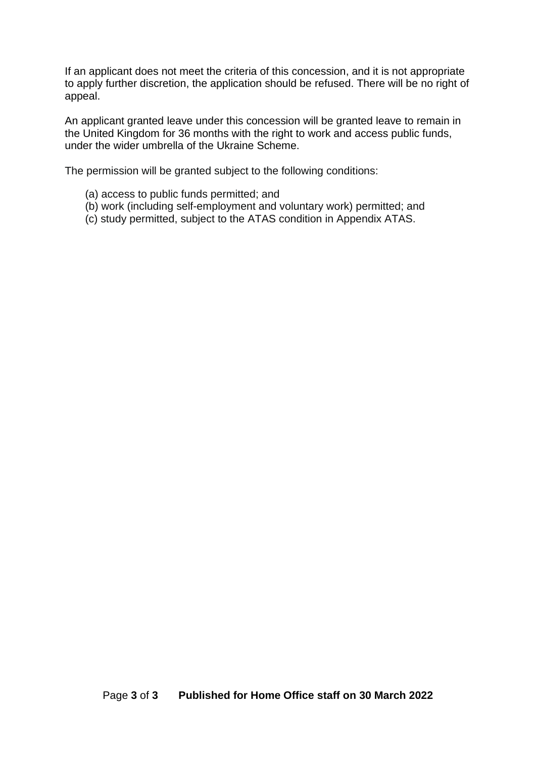If an applicant does not meet the criteria of this concession, and it is not appropriate to apply further discretion, the application should be refused. There will be no right of appeal.

An applicant granted leave under this concession will be granted leave to remain in the United Kingdom for 36 months with the right to work and access public funds, under the wider umbrella of the Ukraine Scheme.

The permission will be granted subject to the following conditions:

(a) access to public funds permitted; and
(b) work (including self-employment and voluntary work) permitted; and
(c) study permitted, subject to the ATAS condition in Appendix ATAS.